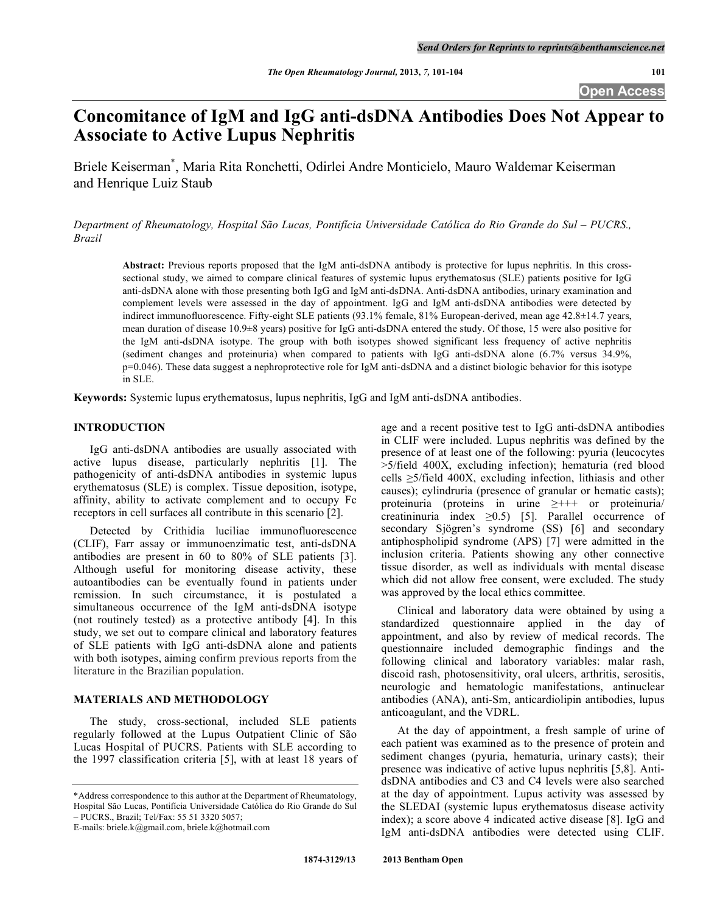# Concomitance of IgM and IgG anti-dsDNA Antibodies Does Not Appear to Associate to Active Lupus Nephritis

Briele Keiserman*, Maria Rita Ronchetti, Odirlei Andre Monticielo, Mauro Waldemar Keiserman and Henrique Luiz Staub

*Department of Rheumatology, Hospital São Lucas, Pontifícia Universidade Católica do Rio Grande do Sul – PUCRS., Brazil*

**Abstract:** Previous reports proposed that the IgM anti-dsDNA antibody is protective for lupus nephritis. In this cross-sectional study, we aimed to compare clinical features of systemic lupus erythematosus (SLE) patients positive for IgG anti-dsDNA alone with those presenting both IgG and IgM anti-dsDNA. Anti-dsDNA antibodies, urinary examination and complement levels were assessed in the day of appointment. IgG and IgM anti-dsDNA antibodies were detected by indirect immunofluorescence. Fifty-eight SLE patients (93.1% female, 81% European-derived, mean age 42.8±14.7 years, mean duration of disease 10.9±8 years) positive for IgG anti-dsDNA entered the study. Of those, 15 were also positive for the IgM anti-dsDNA isotype. The group with both isotypes showed significant less frequency of active nephritis (sediment changes and proteinuria) when compared to patients with IgG anti-dsDNA alone (6.7% versus 34.9%, p=0.046). These data suggest a nephroprotective role for IgM anti-dsDNA and a distinct biologic behavior for this isotype in SLE.

**Keywords:** Systemic lupus erythematosus, lupus nephritis, IgG and IgM anti-dsDNA antibodies.

## INTRODUCTION

IgG anti-dsDNA antibodies are usually associated with active lupus disease, particularly nephritis [1]. The pathogenicity of anti-dsDNA antibodies in systemic lupus erythematosus (SLE) is complex. Tissue deposition, isotype, affinity, ability to activate complement and to occupy Fc receptors in cell surfaces all contribute in this scenario [2].

Detected by Crithidia luciliae immunofluorescence (CLIF), Farr assay or immunoenzimatic test, anti-dsDNA antibodies are present in 60 to 80% of SLE patients [3]. Although useful for monitoring disease activity, these autoantibodies can be eventually found in patients under remission. In such circumstance, it is postulated a simultaneous occurrence of the IgM anti-dsDNA isotype (not routinely tested) as a protective antibody [4]. In this study, we set out to compare clinical and laboratory features of SLE patients with IgG anti-dsDNA alone and patients with both isotypes, aiming confirm previous reports from the literature in the Brazilian population.

## MATERIALS AND METHODOLOGY

The study, cross-sectional, included SLE patients regularly followed at the Lupus Outpatient Clinic of São Lucas Hospital of PUCRS. Patients with SLE according to the 1997 classification criteria [5], with at least 18 years of age and a recent positive test to IgG anti-dsDNA antibodies in CLIF were included. Lupus nephritis was defined by the presence of at least one of the following: pyuria (leucocytes >5/field 400X, excluding infection); hematuria (red blood cells ≥5/field 400X, excluding infection, lithiasis and other causes); cylindruria (presence of granular or hematic casts); proteinuria (proteins in urine ≥+++ or proteinuria/creatininuria index ≥0.5) [5]. Parallel occurrence of secondary Sjögren's syndrome (SS) [6] and secondary antiphospholipid syndrome (APS) [7] were admitted in the inclusion criteria. Patients showing any other connective tissue disorder, as well as individuals with mental disease which did not allow free consent, were excluded. The study was approved by the local ethics committee.

Clinical and laboratory data were obtained by using a standardized questionnaire applied in the day of appointment, and also by review of medical records. The questionnaire included demographic findings and the following clinical and laboratory variables: malar rash, discoid rash, photosensitivity, oral ulcers, arthritis, serositis, neurologic and hematologic manifestations, antinuclear antibodies (ANA), anti-Sm, anticardiolipin antibodies, lupus anticoagulant, and the VDRL.

At the day of appointment, a fresh sample of urine of each patient was examined as to the presence of protein and sediment changes (pyuria, hematuria, urinary casts); their presence was indicative of active lupus nephritis [5,8]. Anti-dsDNA antibodies and C3 and C4 levels were also searched at the day of appointment. Lupus activity was assessed by the SLEDAI (systemic lupus erythematosus disease activity index); a score above 4 indicated active disease [8]. IgG and IgM anti-dsDNA antibodies were detected using CLIF.

*Address correspondence to this author at the Department of Rheumatology, Hospital São Lucas, Pontifícia Universidade Católica do Rio Grande do Sul – PUCRS., Brazil; Tel/Fax: 55 51 3320 5057;
E-mails: briele.k@gmail.com, briele.k@hotmail.com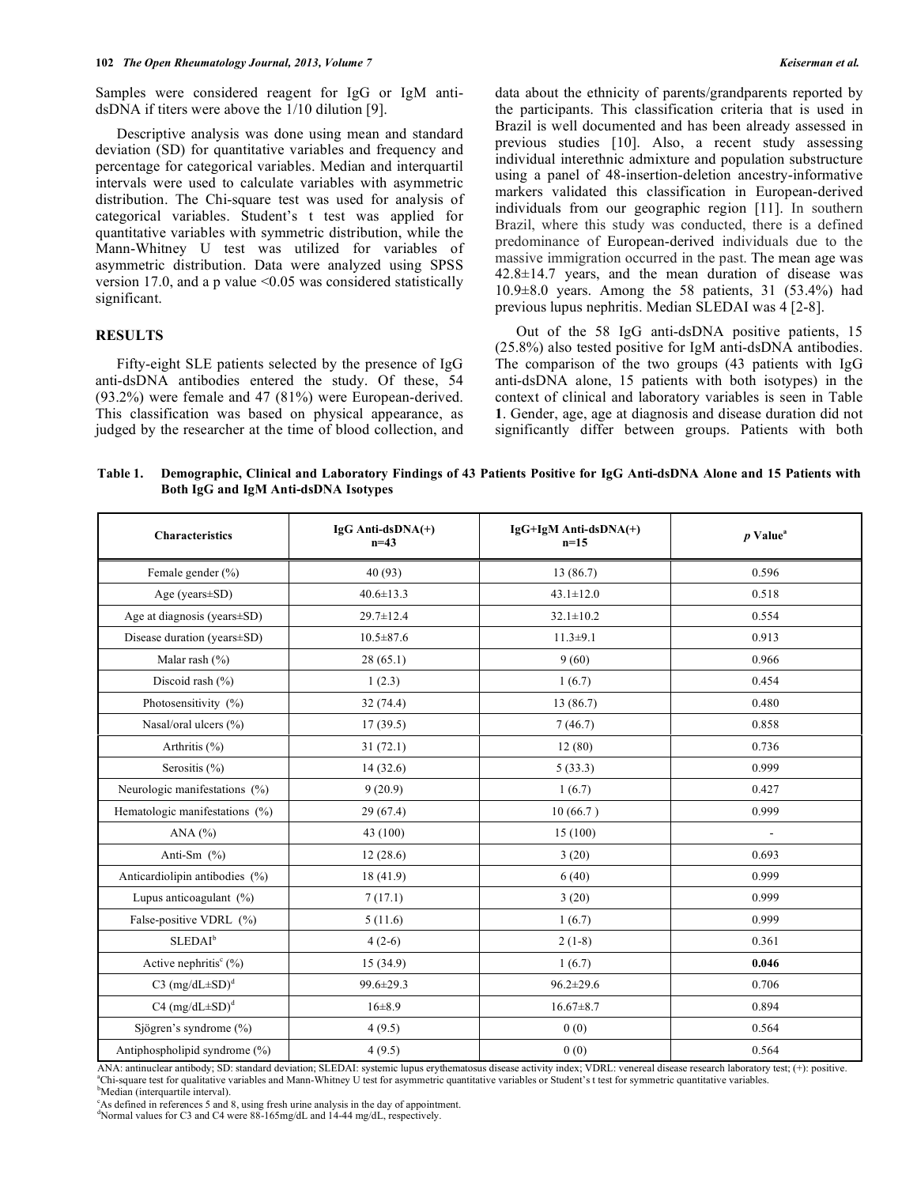Samples were considered reagent for IgG or IgM anti-dsDNA if titers were above the 1/10 dilution [9].

Descriptive analysis was done using mean and standard deviation (SD) for quantitative variables and frequency and percentage for categorical variables. Median and interquartil intervals were used to calculate variables with asymmetric distribution. The Chi-square test was used for analysis of categorical variables. Student's t test was applied for quantitative variables with symmetric distribution, while the Mann-Whitney U test was utilized for variables of asymmetric distribution. Data were analyzed using SPSS version 17.0, and a p value <0.05 was considered statistically significant.

## RESULTS

Fifty-eight SLE patients selected by the presence of IgG anti-dsDNA antibodies entered the study. Of these, 54 (93.2%) were female and 47 (81%) were European-derived. This classification was based on physical appearance, as judged by the researcher at the time of blood collection, and data about the ethnicity of parents/grandparents reported by the participants. This classification criteria that is used in Brazil is well documented and has been already assessed in previous studies [10]. Also, a recent study assessing individual interethnic admixture and population substructure using a panel of 48-insertion-deletion ancestry-informative markers validated this classification in European-derived individuals from our geographic region [11]. In southern Brazil, where this study was conducted, there is a defined predominance of European-derived individuals due to the massive immigration occurred in the past. The mean age was 42.8±14.7 years, and the mean duration of disease was 10.9±8.0 years. Among the 58 patients, 31 (53.4%) had previous lupus nephritis. Median SLEDAI was 4 [2-8].

Out of the 58 IgG anti-dsDNA positive patients, 15 (25.8%) also tested positive for IgM anti-dsDNA antibodies. The comparison of the two groups (43 patients with IgG anti-dsDNA alone, 15 patients with both isotypes) in the context of clinical and laboratory variables is seen in Table **1**. Gender, age, age at diagnosis and disease duration did not significantly differ between groups. Patients with both

**Table 1. Demographic, Clinical and Laboratory Findings of 43 Patients Positive for IgG Anti-dsDNA Alone and 15 Patients with Both IgG and IgM Anti-dsDNA Isotypes**

| Characteristics | IgG Anti-dsDNA(+) n=43 | IgG+IgM Anti-dsDNA(+) n=15 | *p* Value[a] |
|---|---|---|---|
| Female gender (%) | 40 (93) | 13 (86.7) | 0.596 |
| Age (years±SD) | 40.6±13.3 | 43.1±12.0 | 0.518 |
| Age at diagnosis (years±SD) | 29.7±12.4 | 32.1±10.2 | 0.554 |
| Disease duration (years±SD) | 10.5±87.6 | 11.3±9.1 | 0.913 |
| Malar rash (%) | 28 (65.1) | 9 (60) | 0.966 |
| Discoid rash (%) | 1 (2.3) | 1 (6.7) | 0.454 |
| Photosensitivity (%) | 32 (74.4) | 13 (86.7) | 0.480 |
| Nasal/oral ulcers (%) | 17 (39.5) | 7 (46.7) | 0.858 |
| Arthritis (%) | 31 (72.1) | 12 (80) | 0.736 |
| Serositis (%) | 14 (32.6) | 5 (33.3) | 0.999 |
| Neurologic manifestations (%) | 9 (20.9) | 1 (6.7) | 0.427 |
| Hematologic manifestations (%) | 29 (67.4) | 10 (66.7 ) | 0.999 |
| ANA (%) | 43 (100) | 15 (100) | - |
| Anti-Sm (%) | 12 (28.6) | 3 (20) | 0.693 |
| Anticardiolipin antibodies (%) | 18 (41.9) | 6 (40) | 0.999 |
| Lupus anticoagulant (%) | 7 (17.1) | 3 (20) | 0.999 |
| False-positive VDRL (%) | 5 (11.6) | 1 (6.7) | 0.999 |
| SLEDAI[b] | 4 (2-6) | 2 (1-8) | 0.361 |
| Active nephritis[c] (%) | 15 (34.9) | 1 (6.7) | **0.046** |
| C3 (mg/dL±SD)[d] | 99.6±29.3 | 96.2±29.6 | 0.706 |
| C4 (mg/dL±SD)[d] | 16±8.9 | 16.67±8.7 | 0.894 |
| Sjögren's syndrome (%) | 4 (9.5) | 0 (0) | 0.564 |
| Antiphospholipid syndrome (%) | 4 (9.5) | 0 (0) | 0.564 |

ANA: antinuclear antibody; SD: standard deviation; SLEDAI: systemic lupus erythematosus disease activity index; VDRL: venereal disease research laboratory test; (+): positive.
[a]Chi-square test for qualitative variables and Mann-Whitney U test for asymmetric quantitative variables or Student's t test for symmetric quantitative variables.
[b]Median (interquartile interval).
[c]As defined in references 5 and 8, using fresh urine analysis in the day of appointment.
[d]Normal values for C3 and C4 were 88-165mg/dL and 14-44 mg/dL, respectively.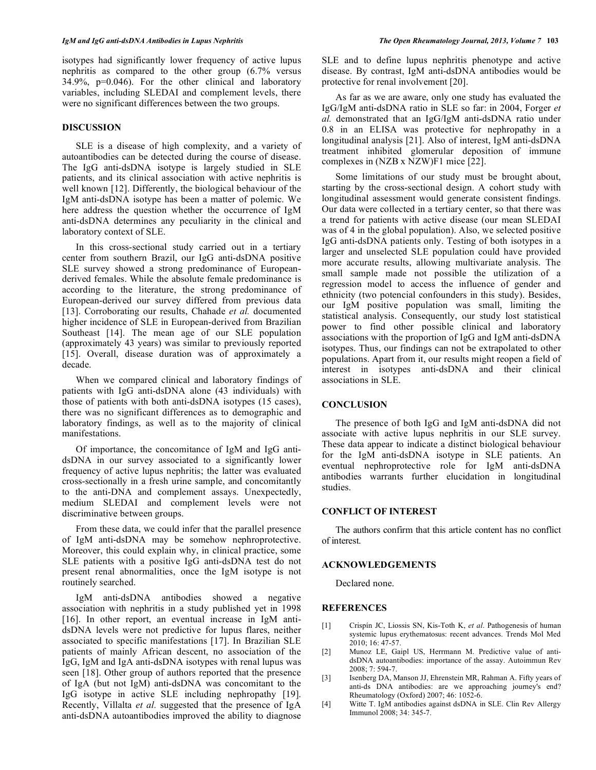isotypes had significantly lower frequency of active lupus nephritis as compared to the other group (6.7% versus 34.9%, p=0.046). For the other clinical and laboratory variables, including SLEDAI and complement levels, there were no significant differences between the two groups.

## DISCUSSION

SLE is a disease of high complexity, and a variety of autoantibodies can be detected during the course of disease. The IgG anti-dsDNA isotype is largely studied in SLE patients, and its clinical association with active nephritis is well known [12]. Differently, the biological behaviour of the IgM anti-dsDNA isotype has been a matter of polemic. We here address the question whether the occurrence of IgM anti-dsDNA determines any peculiarity in the clinical and laboratory context of SLE.

In this cross-sectional study carried out in a tertiary center from southern Brazil, our IgG anti-dsDNA positive SLE survey showed a strong predominance of European-derived females. While the absolute female predominance is according to the literature, the strong predominance of European-derived our survey differed from previous data [13]. Corroborating our results, Chahade *et al.* documented higher incidence of SLE in European-derived from Brazilian Southeast [14]. The mean age of our SLE population (approximately 43 years) was similar to previously reported [15]. Overall, disease duration was of approximately a decade.

When we compared clinical and laboratory findings of patients with IgG anti-dsDNA alone (43 individuals) with those of patients with both anti-dsDNA isotypes (15 cases), there was no significant differences as to demographic and laboratory findings, as well as to the majority of clinical manifestations.

Of importance, the concomitance of IgM and IgG anti-dsDNA in our survey associated to a significantly lower frequency of active lupus nephritis; the latter was evaluated cross-sectionally in a fresh urine sample, and concomitantly to the anti-DNA and complement assays. Unexpectedly, medium SLEDAI and complement levels were not discriminative between groups.

From these data, we could infer that the parallel presence of IgM anti-dsDNA may be somehow nephroprotective. Moreover, this could explain why, in clinical practice, some SLE patients with a positive IgG anti-dsDNA test do not present renal abnormalities, once the IgM isotype is not routinely searched.

IgM anti-dsDNA antibodies showed a negative association with nephritis in a study published yet in 1998 [16]. In other report, an eventual increase in IgM anti-dsDNA levels were not predictive for lupus flares, neither associated to specific manifestations [17]. In Brazilian SLE patients of mainly African descent, no association of the IgG, IgM and IgA anti-dsDNA isotypes with renal lupus was seen [18]. Other group of authors reported that the presence of IgA (but not IgM) anti-dsDNA was concomitant to the IgG isotype in active SLE including nephropathy [19]. Recently, Villalta *et al.* suggested that the presence of IgA anti-dsDNA autoantibodies improved the ability to diagnose SLE and to define lupus nephritis phenotype and active disease. By contrast, IgM anti-dsDNA antibodies would be protective for renal involvement [20].

As far as we are aware, only one study has evaluated the IgG/IgM anti-dsDNA ratio in SLE so far: in 2004, Forger *et al.* demonstrated that an IgG/IgM anti-dsDNA ratio under 0.8 in an ELISA was protective for nephropathy in a longitudinal analysis [21]. Also of interest, IgM anti-dsDNA treatment inhibited glomerular deposition of immune complexes in (NZB x NZW)F1 mice [22].

Some limitations of our study must be brought about, starting by the cross-sectional design. A cohort study with longitudinal assessment would generate consistent findings. Our data were collected in a tertiary center, so that there was a trend for patients with active disease (our mean SLEDAI was of 4 in the global population). Also, we selected positive IgG anti-dsDNA patients only. Testing of both isotypes in a larger and unselected SLE population could have provided more accurate results, allowing multivariate analysis. The small sample made not possible the utilization of a regression model to access the influence of gender and ethnicity (two potencial confounders in this study). Besides, our IgM positive population was small, limiting the statistical analysis. Consequently, our study lost statistical power to find other possible clinical and laboratory associations with the proportion of IgG and IgM anti-dsDNA isotypes. Thus, our findings can not be extrapolated to other populations. Apart from it, our results might reopen a field of interest in isotypes anti-dsDNA and their clinical associations in SLE.

## CONCLUSION

The presence of both IgG and IgM anti-dsDNA did not associate with active lupus nephritis in our SLE survey. These data appear to indicate a distinct biological behaviour for the IgM anti-dsDNA isotype in SLE patients. An eventual nephroprotective role for IgM anti-dsDNA antibodies warrants further elucidation in longitudinal studies.

## CONFLICT OF INTEREST

The authors confirm that this article content has no conflict of interest.

## ACKNOWLEDGEMENTS

Declared none.

## REFERENCES

[1] Crispín JC, Liossis SN, Kis-Toth K, *et al*. Pathogenesis of human systemic lupus erythematosus: recent advances. Trends Mol Med 2010; 16: 47-57.

[2] Munoz LE, Gaipl US, Herrmann M. Predictive value of anti-dsDNA autoantibodies: importance of the assay. Autoimmun Rev 2008; 7: 594-7.

[3] Isenberg DA, Manson JJ, Ehrenstein MR, Rahman A. Fifty years of anti-ds DNA antibodies: are we approaching journey's end? Rheumatology (Oxford) 2007; 46: 1052-6.

[4] Witte T. IgM antibodies against dsDNA in SLE. Clin Rev Allergy Immunol 2008; 34: 345-7.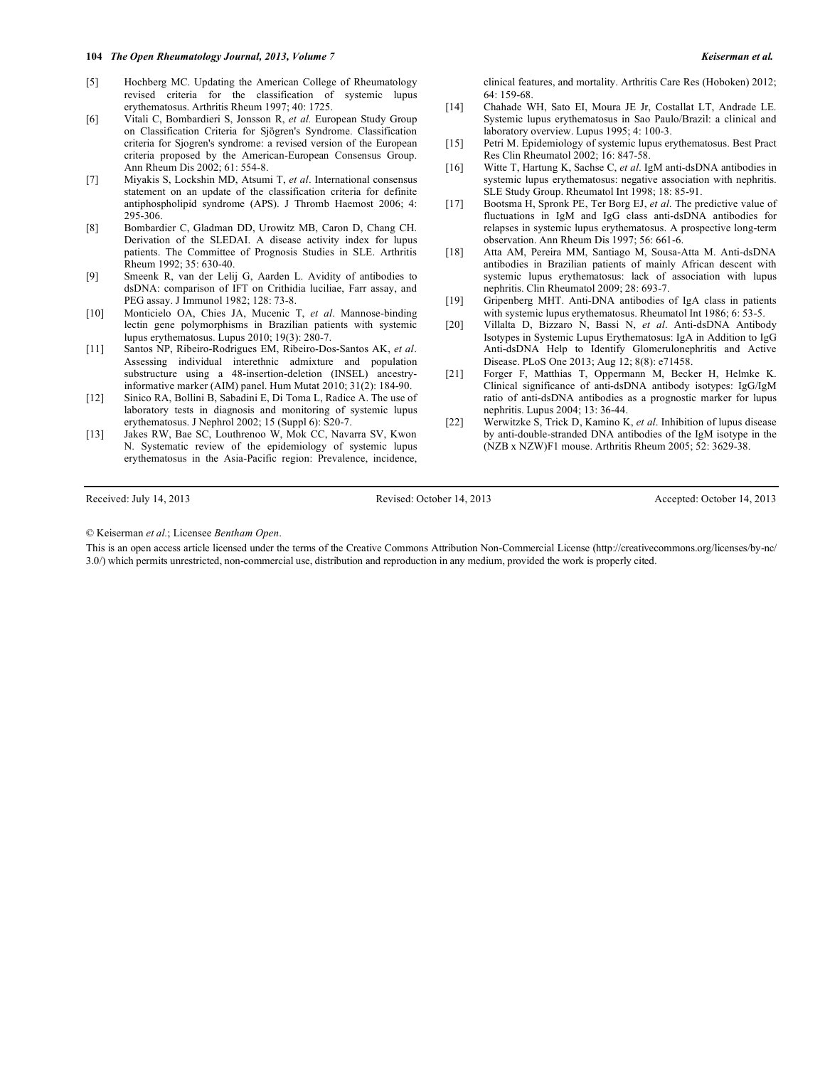[5] Hochberg MC. Updating the American College of Rheumatology revised criteria for the classification of systemic lupus erythematosus. Arthritis Rheum 1997; 40: 1725.

[6] Vitali C, Bombardieri S, Jonsson R, *et al.* European Study Group on Classification Criteria for Sjögren's Syndrome. Classification criteria for Sjogren's syndrome: a revised version of the European criteria proposed by the American-European Consensus Group. Ann Rheum Dis 2002; 61: 554-8.

[7] Miyakis S, Lockshin MD, Atsumi T, *et al*. International consensus statement on an update of the classification criteria for definite antiphospholipid syndrome (APS). J Thromb Haemost 2006; 4: 295-306.

[8] Bombardier C, Gladman DD, Urowitz MB, Caron D, Chang CH. Derivation of the SLEDAI. A disease activity index for lupus patients. The Committee of Prognosis Studies in SLE. Arthritis Rheum 1992; 35: 630-40.

[9] Smeenk R, van der Lelij G, Aarden L. Avidity of antibodies to dsDNA: comparison of IFT on Crithidia luciliae, Farr assay, and PEG assay. J Immunol 1982; 128: 73-8.

[10] Monticielo OA, Chies JA, Mucenic T, *et al*. Mannose-binding lectin gene polymorphisms in Brazilian patients with systemic lupus erythematosus. Lupus 2010; 19(3): 280-7.

[11] Santos NP, Ribeiro-Rodrigues EM, Ribeiro-Dos-Santos AK, *et al*. Assessing individual interethnic admixture and population substructure using a 48-insertion-deletion (INSEL) ancestry-informative marker (AIM) panel. Hum Mutat 2010; 31(2): 184-90.

[12] Sinico RA, Bollini B, Sabadini E, Di Toma L, Radice A. The use of laboratory tests in diagnosis and monitoring of systemic lupus erythematosus. J Nephrol 2002; 15 (Suppl 6): S20-7.

[13] Jakes RW, Bae SC, Louthrenoo W, Mok CC, Navarra SV, Kwon N. Systematic review of the epidemiology of systemic lupus erythematosus in the Asia-Pacific region: Prevalence, incidence, clinical features, and mortality. Arthritis Care Res (Hoboken) 2012; 64: 159-68.

[14] Chahade WH, Sato EI, Moura JE Jr, Costallat LT, Andrade LE. Systemic lupus erythematosus in Sao Paulo/Brazil: a clinical and laboratory overview. Lupus 1995; 4: 100-3.

[15] Petri M. Epidemiology of systemic lupus erythematosus. Best Pract Res Clin Rheumatol 2002; 16: 847-58.

[16] Witte T, Hartung K, Sachse C, *et al*. IgM anti-dsDNA antibodies in systemic lupus erythematosus: negative association with nephritis. SLE Study Group. Rheumatol Int 1998; 18: 85-91.

[17] Bootsma H, Spronk PE, Ter Borg EJ, *et al*. The predictive value of fluctuations in IgM and IgG class anti-dsDNA antibodies for relapses in systemic lupus erythematosus. A prospective long-term observation. Ann Rheum Dis 1997; 56: 661-6.

[18] Atta AM, Pereira MM, Santiago M, Sousa-Atta M. Anti-dsDNA antibodies in Brazilian patients of mainly African descent with systemic lupus erythematosus: lack of association with lupus nephritis. Clin Rheumatol 2009; 28: 693-7.

[19] Gripenberg MHT. Anti-DNA antibodies of IgA class in patients with systemic lupus erythematosus. Rheumatol Int 1986; 6: 53-5.

[20] Villalta D, Bizzaro N, Bassi N, *et al*. Anti-dsDNA Antibody Isotypes in Systemic Lupus Erythematosus: IgA in Addition to IgG Anti-dsDNA Help to Identify Glomerulonephritis and Active Disease. PLoS One 2013; Aug 12; 8(8): e71458.

[21] Forger F, Matthias T, Oppermann M, Becker H, Helmke K. Clinical significance of anti-dsDNA antibody isotypes: IgG/IgM ratio of anti-dsDNA antibodies as a prognostic marker for lupus nephritis. Lupus 2004; 13: 36-44.

[22] Werwitzke S, Trick D, Kamino K, *et al*. Inhibition of lupus disease by anti-double-stranded DNA antibodies of the IgM isotype in the (NZB x NZW)F1 mouse. Arthritis Rheum 2005; 52: 3629-38.

Received: July 14, 2013 Revised: October 14, 2013 Accepted: October 14, 2013

© Keiserman *et al.*; Licensee *Bentham Open*.

This is an open access article licensed under the terms of the Creative Commons Attribution Non-Commercial License (http://creativecommons.org/licenses/by-nc/3.0/) which permits unrestricted, non-commercial use, distribution and reproduction in any medium, provided the work is properly cited.